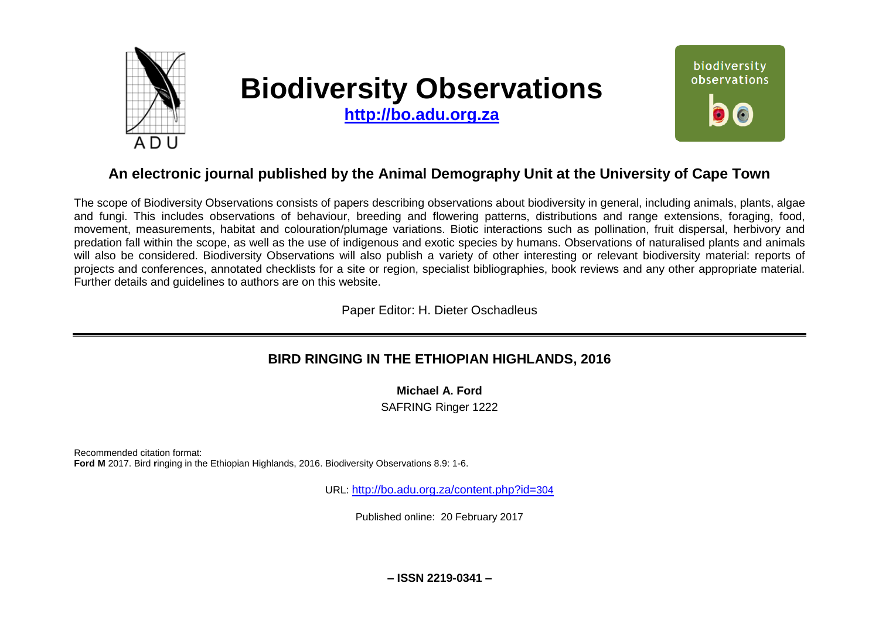# Biodiversity Observations

**http://bo.adu.org.za**

## An electronic journal published by the Animal Demography Unit at the University of Cape Town

The scope of Biodiversity Observations consists of papers describing observations about biodiversity in general, including animals, plants, algae and fungi. This includes observations of behaviour, breeding and flowering patterns, distributions and range extensions, foraging, food, movement, measurements, habitat and colouration/plumage variations. Biotic interactions such as pollination, fruit dispersal, herbivory and predation fall within the scope, as well as the use of indigenous and exotic species by humans. Observations of naturalised plants and animals will also be considered. Biodiversity Observations will also publish a variety of other interesting or relevant biodiversity material: reports of projects and conferences, annotated checklists for a site or region, specialist bibliographies, book reviews and any other appropriate material. Further details and guidelines to authors are on this website.

Paper Editor: H. Dieter Oschadleus

---

## BIRD RINGING IN THE ETHIOPIAN HIGHLANDS, 2016

**Michael A. Ford**

SAFRING Ringer 1222

Recommended citation format:
**Ford M** 2017. Bird **r**inging in the Ethiopian Highlands, 2016. Biodiversity Observations 8.9: 1-6.

URL: http://bo.adu.org.za/content.php?id=304

Published online: 20 February 2017

**– ISSN 2219-0341 –**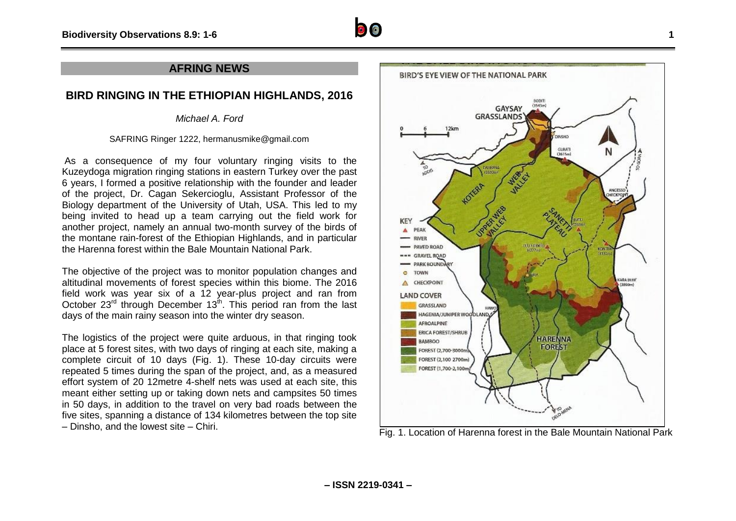## AFRING NEWS

# BIRD RINGING IN THE ETHIOPIAN HIGHLANDS, 2016

*Michael A. Ford*

SAFRING Ringer 1222, hermanusmike@gmail.com

As a consequence of my four voluntary ringing visits to the Kuzeydoga migration ringing stations in eastern Turkey over the past 6 years, I formed a positive relationship with the founder and leader of the project, Dr. Cagan Sekercioglu, Assistant Professor of the Biology department of the University of Utah, USA. This led to my being invited to head up a team carrying out the field work for another project, namely an annual two-month survey of the birds of the montane rain-forest of the Ethiopian Highlands, and in particular the Harenna forest within the Bale Mountain National Park.

The objective of the project was to monitor population changes and altitudinal movements of forest species within this biome. The 2016 field work was year six of a 12 year-plus project and ran from October 23rd through December 13th. This period ran from the last days of the main rainy season into the winter dry season.

The logistics of the project were quite arduous, in that ringing took place at 5 forest sites, with two days of ringing at each site, making a complete circuit of 10 days (Fig. 1). These 10-day circuits were repeated 5 times during the span of the project, and, as a measured effort system of 20 12metre 4-shelf nets was used at each site, this meant either setting up or taking down nets and campsites 50 times in 50 days, in addition to the travel on very bad roads between the five sites, spanning a distance of 134 kilometres between the top site – Dinsho, and the lowest site – Chiri.

Fig. 1. Location of Harenna forest in the Bale Mountain National Park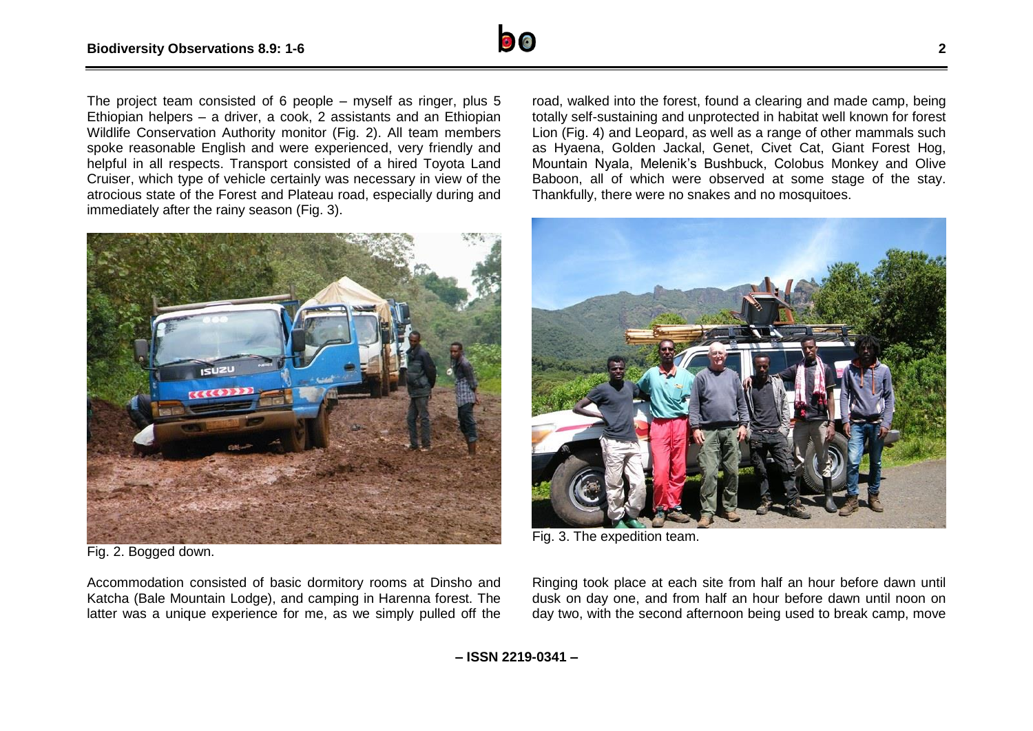The project team consisted of 6 people – myself as ringer, plus 5 Ethiopian helpers – a driver, a cook, 2 assistants and an Ethiopian Wildlife Conservation Authority monitor (Fig. 2). All team members spoke reasonable English and were experienced, very friendly and helpful in all respects. Transport consisted of a hired Toyota Land Cruiser, which type of vehicle certainly was necessary in view of the atrocious state of the Forest and Plateau road, especially during and immediately after the rainy season (Fig. 3).

Fig. 2. Bogged down.

Accommodation consisted of basic dormitory rooms at Dinsho and Katcha (Bale Mountain Lodge), and camping in Harenna forest. The latter was a unique experience for me, as we simply pulled off the road, walked into the forest, found a clearing and made camp, being totally self-sustaining and unprotected in habitat well known for forest Lion (Fig. 4) and Leopard, as well as a range of other mammals such as Hyaena, Golden Jackal, Genet, Civet Cat, Giant Forest Hog, Mountain Nyala, Melenik's Bushbuck, Colobus Monkey and Olive Baboon, all of which were observed at some stage of the stay. Thankfully, there were no snakes and no mosquitoes.

Fig. 3. The expedition team.

Ringing took place at each site from half an hour before dawn until dusk on day one, and from half an hour before dawn until noon on day two, with the second afternoon being used to break camp, move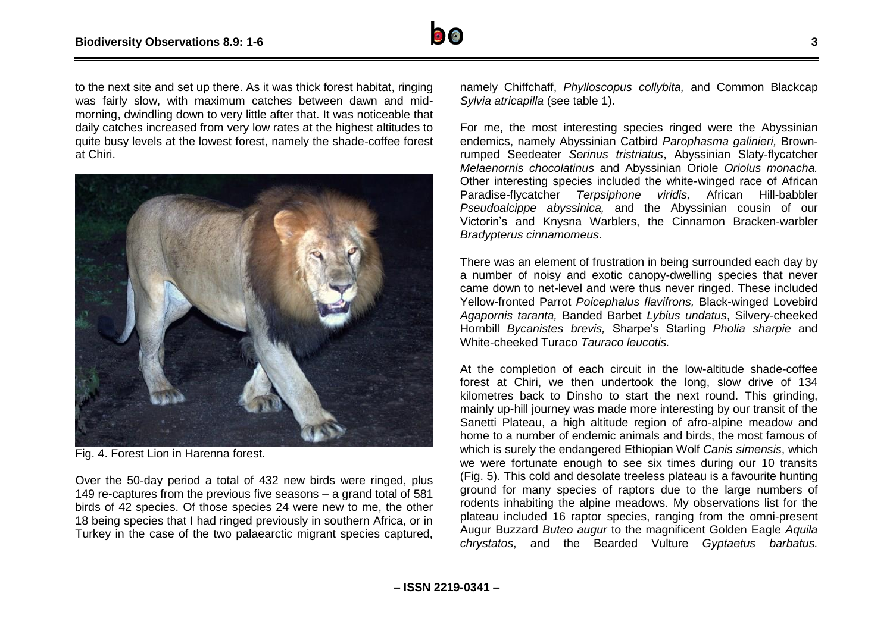to the next site and set up there. As it was thick forest habitat, ringing was fairly slow, with maximum catches between dawn and mid-morning, dwindling down to very little after that. It was noticeable that daily catches increased from very low rates at the highest altitudes to quite busy levels at the lowest forest, namely the shade-coffee forest at Chiri.

Fig. 4. Forest Lion in Harenna forest.

Over the 50-day period a total of 432 new birds were ringed, plus 149 re-captures from the previous five seasons – a grand total of 581 birds of 42 species. Of those species 24 were new to me, the other 18 being species that I had ringed previously in southern Africa, or in Turkey in the case of the two palaearctic migrant species captured, namely Chiffchaff, *Phylloscopus collybita,* and Common Blackcap *Sylvia atricapilla* (see table 1).

For me, the most interesting species ringed were the Abyssinian endemics, namely Abyssinian Catbird *Parophasma galinieri,* Brown-rumped Seedeater *Serinus tristriatus*, Abyssinian Slaty-flycatcher *Melaenornis chocolatinus* and Abyssinian Oriole *Oriolus monacha.* Other interesting species included the white-winged race of African Paradise-flycatcher *Terpsiphone viridis,* African Hill-babbler *Pseudoalcippe abyssinica,* and the Abyssinian cousin of our Victorin's and Knysna Warblers, the Cinnamon Bracken-warbler *Bradypterus cinnamomeus.*

There was an element of frustration in being surrounded each day by a number of noisy and exotic canopy-dwelling species that never came down to net-level and were thus never ringed. These included Yellow-fronted Parrot *Poicephalus flavifrons,* Black-winged Lovebird *Agapornis taranta,* Banded Barbet *Lybius undatus*, Silvery-cheeked Hornbill *Bycanistes brevis,* Sharpe's Starling *Pholia sharpie* and White-cheeked Turaco *Tauraco leucotis.*

At the completion of each circuit in the low-altitude shade-coffee forest at Chiri, we then undertook the long, slow drive of 134 kilometres back to Dinsho to start the next round. This grinding, mainly up-hill journey was made more interesting by our transit of the Sanetti Plateau, a high altitude region of afro-alpine meadow and home to a number of endemic animals and birds, the most famous of which is surely the endangered Ethiopian Wolf *Canis simensis*, which we were fortunate enough to see six times during our 10 transits (Fig. 5). This cold and desolate treeless plateau is a favourite hunting ground for many species of raptors due to the large numbers of rodents inhabiting the alpine meadows. My observations list for the plateau included 16 raptor species, ranging from the omni-present Augur Buzzard *Buteo augur* to the magnificent Golden Eagle *Aquila chrystatos*, and the Bearded Vulture *Gyptaetus barbatus.*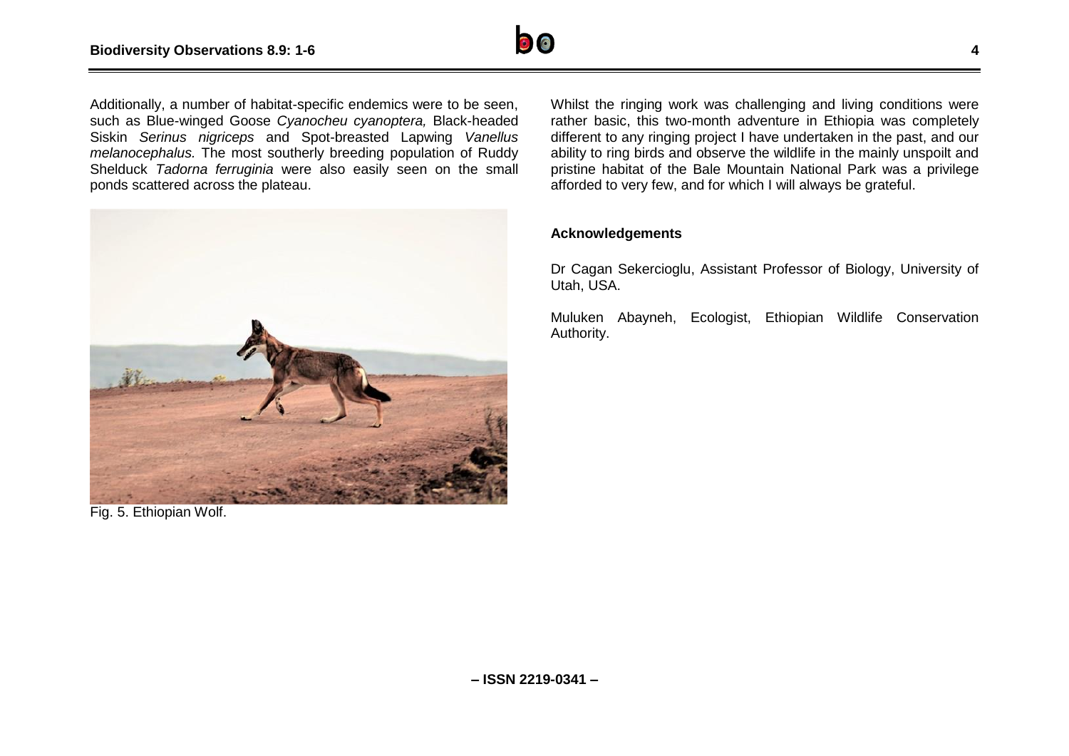Additionally, a number of habitat-specific endemics were to be seen, such as Blue-winged Goose *Cyanocheu cyanoptera,* Black-headed Siskin *Serinus nigriceps* and Spot-breasted Lapwing *Vanellus melanocephalus.* The most southerly breeding population of Ruddy Shelduck *Tadorna ferruginia* were also easily seen on the small ponds scattered across the plateau.

Fig. 5. Ethiopian Wolf.

Whilst the ringing work was challenging and living conditions were rather basic, this two-month adventure in Ethiopia was completely different to any ringing project I have undertaken in the past, and our ability to ring birds and observe the wildlife in the mainly unspoilt and pristine habitat of the Bale Mountain National Park was a privilege afforded to very few, and for which I will always be grateful.

## Acknowledgements

Dr Cagan Sekercioglu, Assistant Professor of Biology, University of Utah, USA.

Muluken Abayneh, Ecologist, Ethiopian Wildlife Conservation Authority.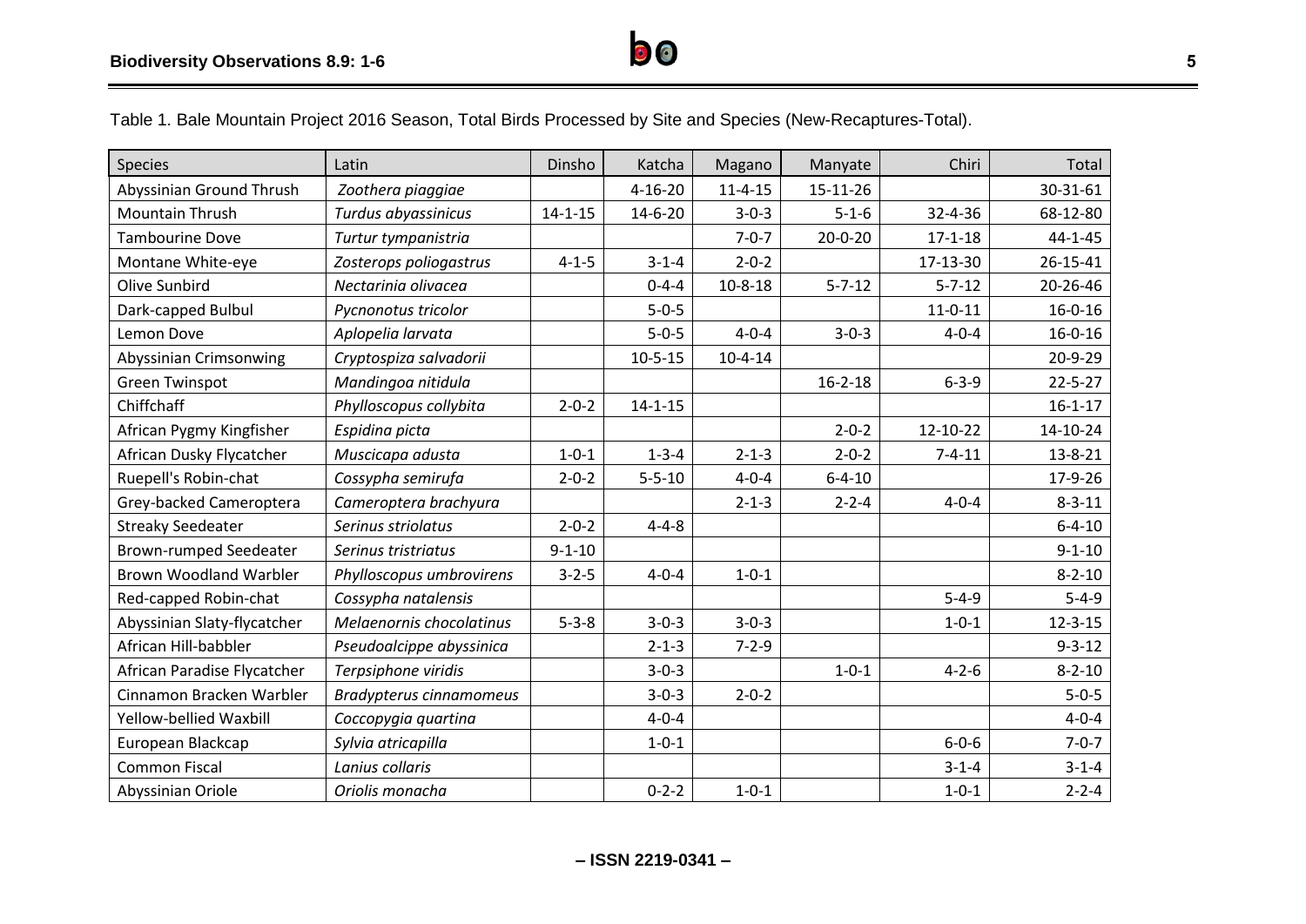Table 1. Bale Mountain Project 2016 Season, Total Birds Processed by Site and Species (New-Recaptures-Total).

| Species | Latin | Dinsho | Katcha | Magano | Manyate | Chiri | Total |
|---|---|---|---|---|---|---|---|
| Abyssinian Ground Thrush | *Zoothera piaggiae* | | 4-16-20 | 11-4-15 | 15-11-26 | | 30-31-61 |
| Mountain Thrush | *Turdus abyassinicus* | 14-1-15 | 14-6-20 | 3-0-3 | 5-1-6 | 32-4-36 | 68-12-80 |
| Tambourine Dove | *Turtur tympanistria* | | | 7-0-7 | 20-0-20 | 17-1-18 | 44-1-45 |
| Montane White-eye | *Zosterops poliogastrus* | 4-1-5 | 3-1-4 | 2-0-2 | | 17-13-30 | 26-15-41 |
| Olive Sunbird | *Nectarinia olivacea* | | 0-4-4 | 10-8-18 | 5-7-12 | 5-7-12 | 20-26-46 |
| Dark-capped Bulbul | *Pycnonotus tricolor* | | 5-0-5 | | | 11-0-11 | 16-0-16 |
| Lemon Dove | *Aplopelia larvata* | | 5-0-5 | 4-0-4 | 3-0-3 | 4-0-4 | 16-0-16 |
| Abyssinian Crimsonwing | *Cryptospiza salvadorii* | | 10-5-15 | 10-4-14 | | | 20-9-29 |
| Green Twinspot | *Mandingoa nitidula* | | | | 16-2-18 | 6-3-9 | 22-5-27 |
| Chiffchaff | *Phylloscopus collybita* | 2-0-2 | 14-1-15 | | | | 16-1-17 |
| African Pygmy Kingfisher | *Espidina picta* | | | | 2-0-2 | 12-10-22 | 14-10-24 |
| African Dusky Flycatcher | *Muscicapa adusta* | 1-0-1 | 1-3-4 | 2-1-3 | 2-0-2 | 7-4-11 | 13-8-21 |
| Ruepell's Robin-chat | *Cossypha semirufa* | 2-0-2 | 5-5-10 | 4-0-4 | 6-4-10 | | 17-9-26 |
| Grey-backed Cameroptera | *Cameroptera brachyura* | | | 2-1-3 | 2-2-4 | 4-0-4 | 8-3-11 |
| Streaky Seedeater | *Serinus striolatus* | 2-0-2 | 4-4-8 | | | | 6-4-10 |
| Brown-rumped Seedeater | *Serinus tristriatus* | 9-1-10 | | | | | 9-1-10 |
| Brown Woodland Warbler | *Phylloscopus umbrovirens* | 3-2-5 | 4-0-4 | 1-0-1 | | | 8-2-10 |
| Red-capped Robin-chat | *Cossypha natalensis* | | | | | 5-4-9 | 5-4-9 |
| Abyssinian Slaty-flycatcher | *Melaenornis chocolatinus* | 5-3-8 | 3-0-3 | 3-0-3 | | 1-0-1 | 12-3-15 |
| African Hill-babbler | *Pseudoalcippe abyssinica* | | 2-1-3 | 7-2-9 | | | 9-3-12 |
| African Paradise Flycatcher | *Terpsiphone viridis* | | 3-0-3 | | 1-0-1 | 4-2-6 | 8-2-10 |
| Cinnamon Bracken Warbler | *Bradypterus cinnamomeus* | | 3-0-3 | 2-0-2 | | | 5-0-5 |
| Yellow-bellied Waxbill | *Coccopygia quartina* | | 4-0-4 | | | | 4-0-4 |
| European Blackcap | *Sylvia atricapilla* | | 1-0-1 | | | 6-0-6 | 7-0-7 |
| Common Fiscal | *Lanius collaris* | | | | | 3-1-4 | 3-1-4 |
| Abyssinian Oriole | *Oriolis monacha* | | 0-2-2 | 1-0-1 | | 1-0-1 | 2-2-4 |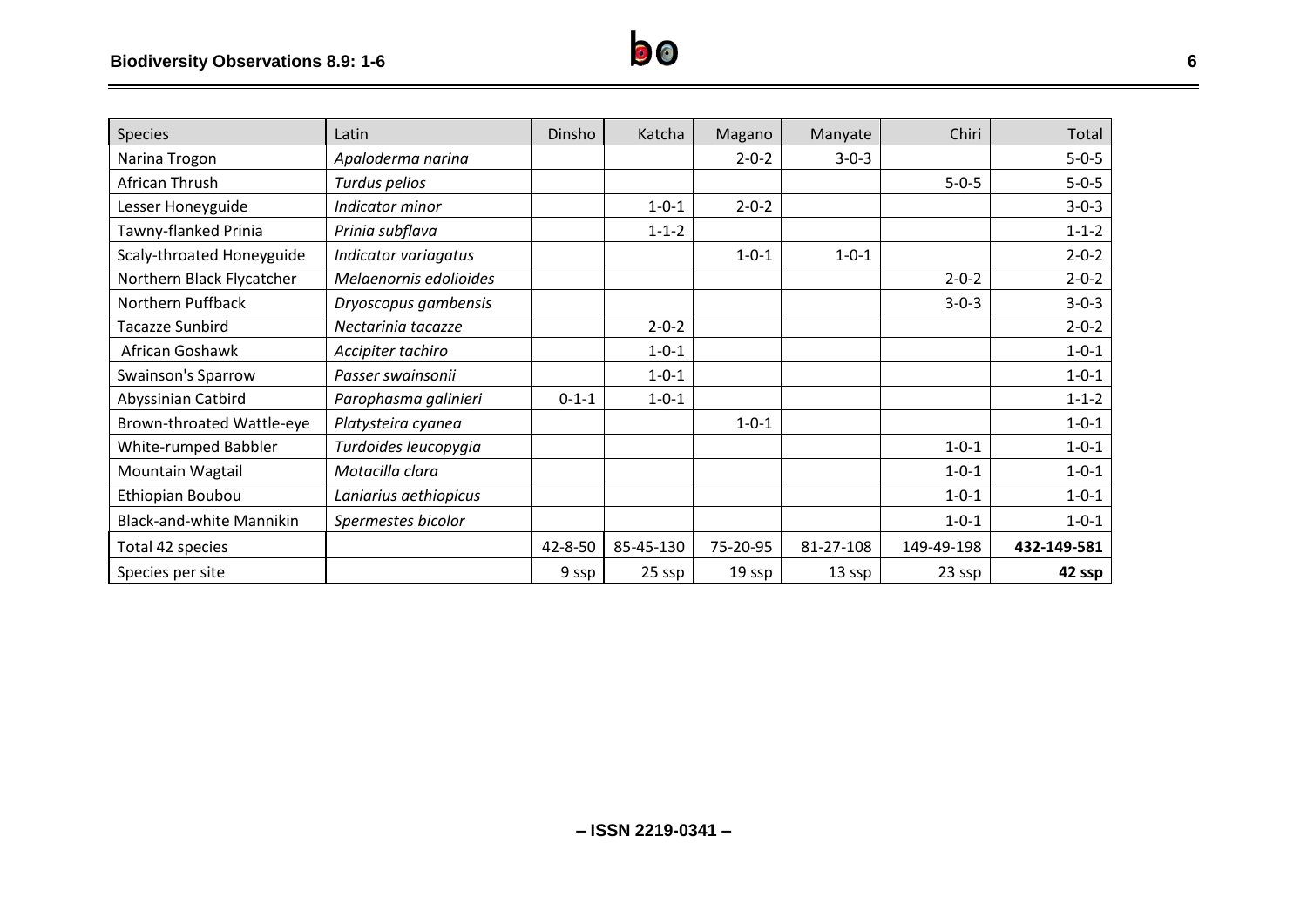| Species | Latin | Dinsho | Katcha | Magano | Manyate | Chiri | Total |
|---|---|---|---|---|---|---|---|
| Narina Trogon | *Apaloderma narina* | | | 2-0-2 | 3-0-3 | | 5-0-5 |
| African Thrush | *Turdus pelios* | | | | | 5-0-5 | 5-0-5 |
| Lesser Honeyguide | *Indicator minor* | | 1-0-1 | 2-0-2 | | | 3-0-3 |
| Tawny-flanked Prinia | *Prinia subflava* | | 1-1-2 | | | | 1-1-2 |
| Scaly-throated Honeyguide | *Indicator variagatus* | | | 1-0-1 | 1-0-1 | | 2-0-2 |
| Northern Black Flycatcher | *Melaenornis edolioides* | | | | | 2-0-2 | 2-0-2 |
| Northern Puffback | *Dryoscopus gambensis* | | | | | 3-0-3 | 3-0-3 |
| Tacazze Sunbird | *Nectarinia tacazze* | | 2-0-2 | | | | 2-0-2 |
| African Goshawk | *Accipiter tachiro* | | 1-0-1 | | | | 1-0-1 |
| Swainson's Sparrow | *Passer swainsonii* | | 1-0-1 | | | | 1-0-1 |
| Abyssinian Catbird | *Parophasma galinieri* | 0-1-1 | 1-0-1 | | | | 1-1-2 |
| Brown-throated Wattle-eye | *Platysteira cyanea* | | | 1-0-1 | | | 1-0-1 |
| White-rumped Babbler | *Turdoides leucopygia* | | | | | 1-0-1 | 1-0-1 |
| Mountain Wagtail | *Motacilla clara* | | | | | 1-0-1 | 1-0-1 |
| Ethiopian Boubou | *Laniarius aethiopicus* | | | | | 1-0-1 | 1-0-1 |
| Black-and-white Mannikin | *Spermestes bicolor* | | | | | 1-0-1 | 1-0-1 |
| Total 42 species | | 42-8-50 | 85-45-130 | 75-20-95 | 81-27-108 | 149-49-198 | **432-149-581** |
| Species per site | | 9 ssp | 25 ssp | 19 ssp | 13 ssp | 23 ssp | **42 ssp** |